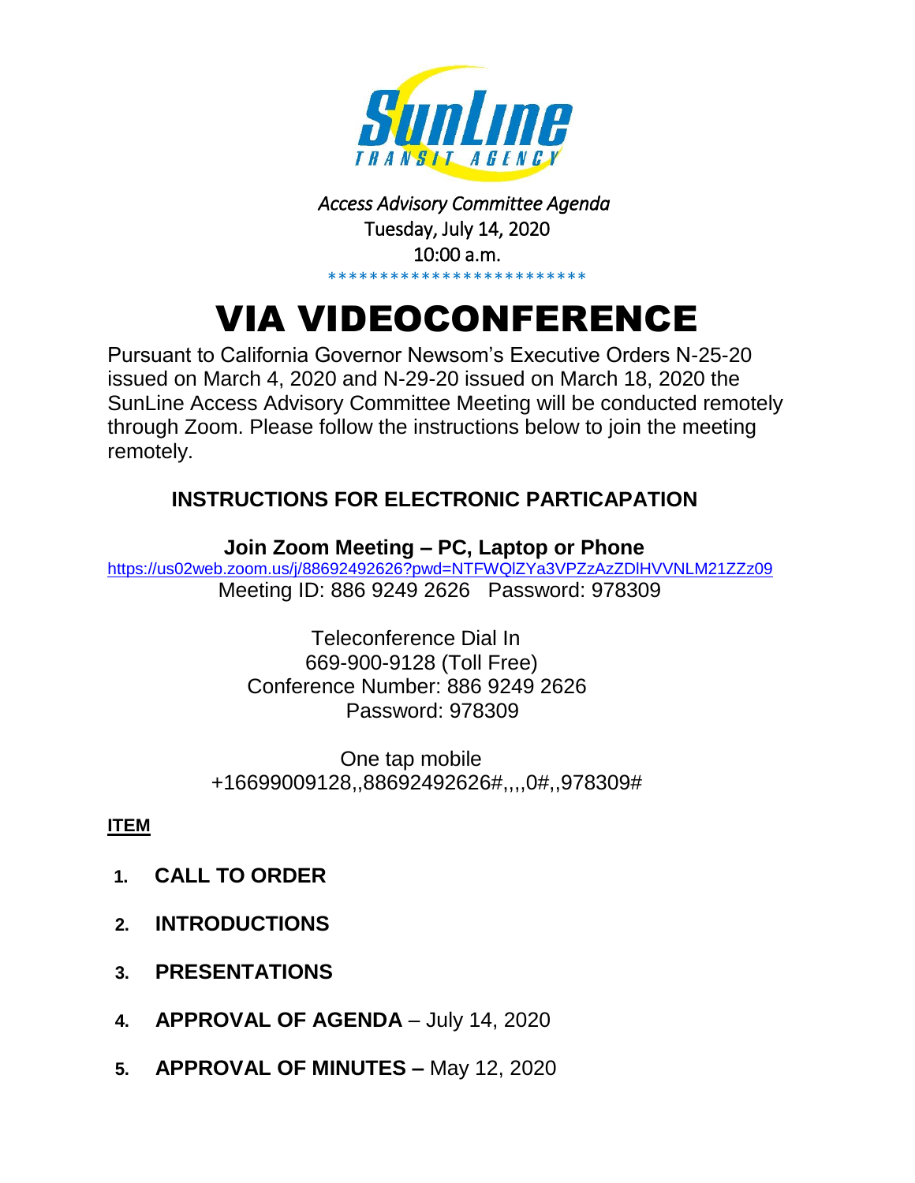SunLine TRANSIT AGENCY

*Access Advisory Committee Agenda*

Tuesday, July 14, 2020

10:00 a.m.

*************************

# VIA VIDEOCONFERENCE

Pursuant to California Governor Newsom's Executive Orders N-25-20 issued on March 4, 2020 and N-29-20 issued on March 18, 2020 the SunLine Access Advisory Committee Meeting will be conducted remotely through Zoom. Please follow the instructions below to join the meeting remotely.

## INSTRUCTIONS FOR ELECTRONIC PARTICAPATION

**Join Zoom Meeting – PC, Laptop or Phone**

https://us02web.zoom.us/j/88692492626?pwd=NTFWQlZYa3VPZzAzZDlHVVNLM21ZZz09

Meeting ID: 886 9249 2626 Password: 978309

Teleconference Dial In
669-900-9128 (Toll Free)
Conference Number: 886 9249 2626
Password: 978309

One tap mobile
+16699009128,,88692492626#,,,,0#,,978309#

**ITEM**

1. **CALL TO ORDER**
2. **INTRODUCTIONS**
3. **PRESENTATIONS**
4. **APPROVAL OF AGENDA** – July 14, 2020
5. **APPROVAL OF MINUTES –** May 12, 2020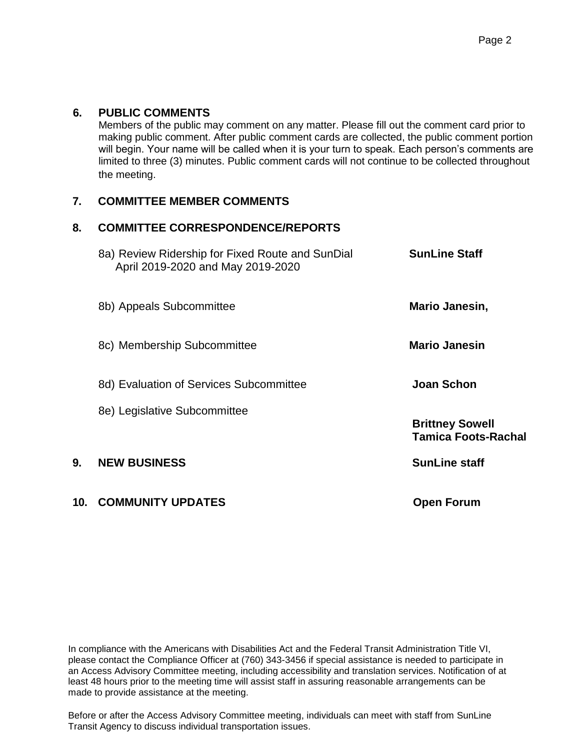## 6. PUBLIC COMMENTS

Members of the public may comment on any matter. Please fill out the comment card prior to making public comment. After public comment cards are collected, the public comment portion will begin. Your name will be called when it is your turn to speak. Each person's comments are limited to three (3) minutes. Public comment cards will not continue to be collected throughout the meeting.

## 7. COMMITTEE MEMBER COMMENTS

## 8. COMMITTEE CORRESPONDENCE/REPORTS

8a) Review Ridership for Fixed Route and SunDial April 2019-2020 and May 2019-2020 — **SunLine Staff**

8b) Appeals Subcommittee — **Mario Janesin,**

8c) Membership Subcommittee — **Mario Janesin**

8d) Evaluation of Services Subcommittee — **Joan Schon**

8e) Legislative Subcommittee — **Brittney Sowell**, **Tamica Foots-Rachal**

## 9. NEW BUSINESS — SunLine staff

## 10. COMMUNITY UPDATES — Open Forum

In compliance with the Americans with Disabilities Act and the Federal Transit Administration Title VI, please contact the Compliance Officer at (760) 343-3456 if special assistance is needed to participate in an Access Advisory Committee meeting, including accessibility and translation services. Notification of at least 48 hours prior to the meeting time will assist staff in assuring reasonable arrangements can be made to provide assistance at the meeting.

Before or after the Access Advisory Committee meeting, individuals can meet with staff from SunLine Transit Agency to discuss individual transportation issues.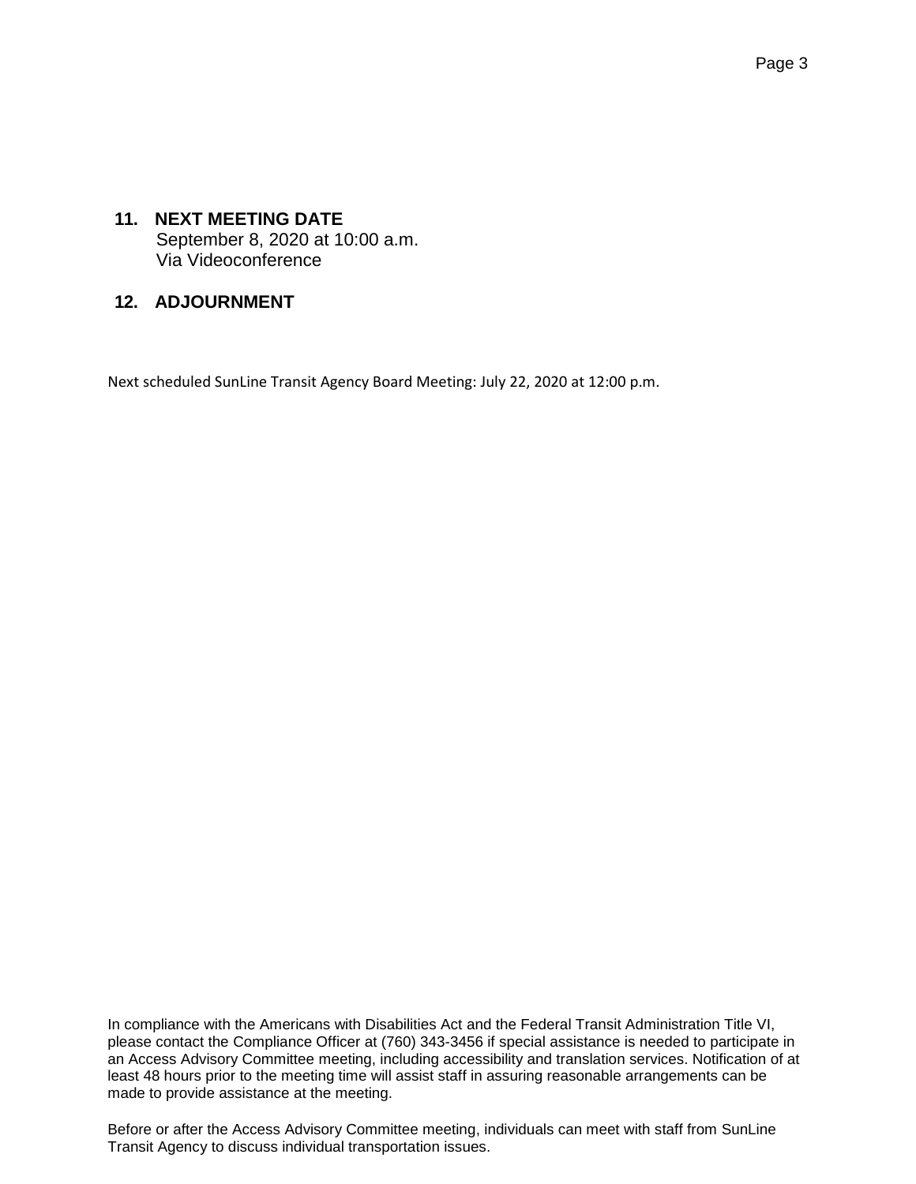**11. NEXT MEETING DATE**

September 8, 2020 at 10:00 a.m.
Via Videoconference

**12. ADJOURNMENT**

Next scheduled SunLine Transit Agency Board Meeting: July 22, 2020 at 12:00 p.m.

In compliance with the Americans with Disabilities Act and the Federal Transit Administration Title VI, please contact the Compliance Officer at (760) 343-3456 if special assistance is needed to participate in an Access Advisory Committee meeting, including accessibility and translation services. Notification of at least 48 hours prior to the meeting time will assist staff in assuring reasonable arrangements can be made to provide assistance at the meeting.

Before or after the Access Advisory Committee meeting, individuals can meet with staff from SunLine Transit Agency to discuss individual transportation issues.